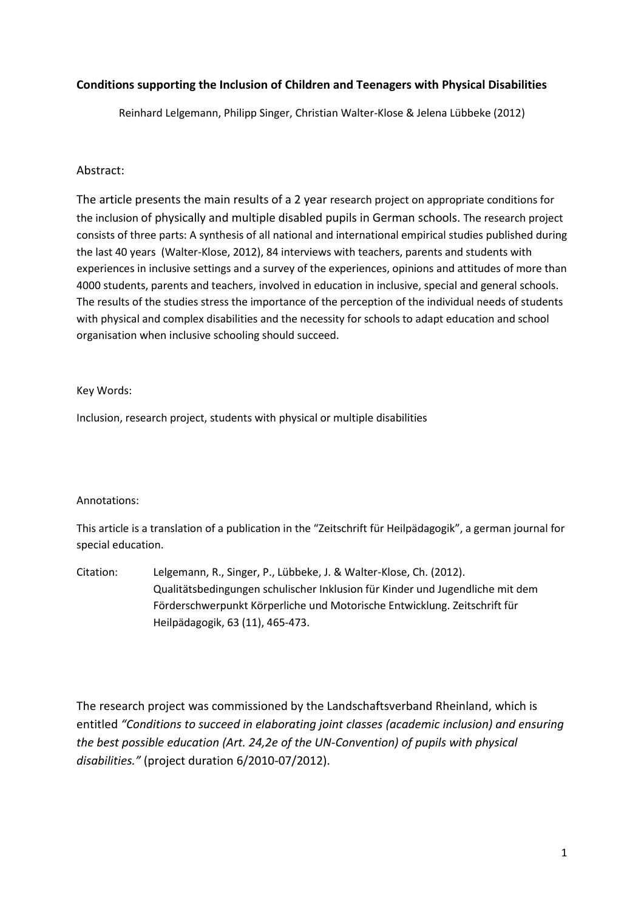**Conditions supporting the Inclusion of Children and Teenagers with Physical Disabilities**

Reinhard Lelgemann, Philipp Singer, Christian Walter-Klose & Jelena Lübbeke (2012)

Abstract:

The article presents the main results of a 2 year research project on appropriate conditions for the inclusion of physically and multiple disabled pupils in German schools. The research project consists of three parts: A synthesis of all national and international empirical studies published during the last 40 years (Walter-Klose, 2012), 84 interviews with teachers, parents and students with experiences in inclusive settings and a survey of the experiences, opinions and attitudes of more than 4000 students, parents and teachers, involved in education in inclusive, special and general schools. The results of the studies stress the importance of the perception of the individual needs of students with physical and complex disabilities and the necessity for schools to adapt education and school organisation when inclusive schooling should succeed.

Key Words:

Inclusion, research project, students with physical or multiple disabilities

Annotations:

This article is a translation of a publication in the "Zeitschrift für Heilpädagogik", a german journal for special education.

Citation: Lelgemann, R., Singer, P., Lübbeke, J. & Walter-Klose, Ch. (2012). Qualitätsbedingungen schulischer Inklusion für Kinder und Jugendliche mit dem Förderschwerpunkt Körperliche und Motorische Entwicklung. Zeitschrift für Heilpädagogik, 63 (11), 465-473.

The research project was commissioned by the Landschaftsverband Rheinland, which is entitled *"Conditions to succeed in elaborating joint classes (academic inclusion) and ensuring the best possible education (Art. 24,2e of the UN-Convention) of pupils with physical disabilities."* (project duration 6/2010-07/2012).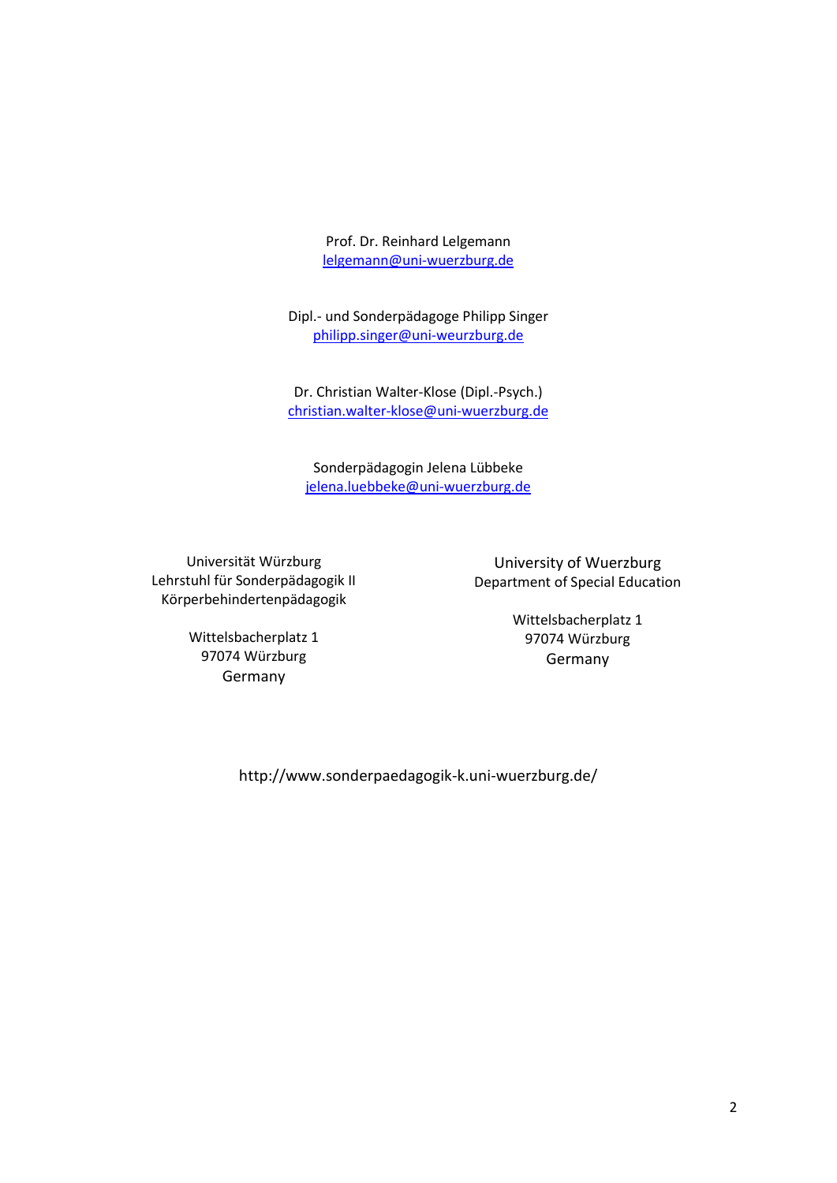Prof. Dr. Reinhard Lelgemann
lelgemann@uni-wuerzburg.de

Dipl.- und Sonderpädagoge Philipp Singer
philipp.singer@uni-weurzburg.de

Dr. Christian Walter-Klose (Dipl.-Psych.)
christian.walter-klose@uni-wuerzburg.de

Sonderpädagogin Jelena Lübbeke
jelena.luebbeke@uni-wuerzburg.de

Universität Würzburg
Lehrstuhl für Sonderpädagogik II
Körperbehindertenpädagogik

Wittelsbacherplatz 1
97074 Würzburg
Germany

University of Wuerzburg
Department of Special Education

Wittelsbacherplatz 1
97074 Würzburg
Germany

http://www.sonderpaedagogik-k.uni-wuerzburg.de/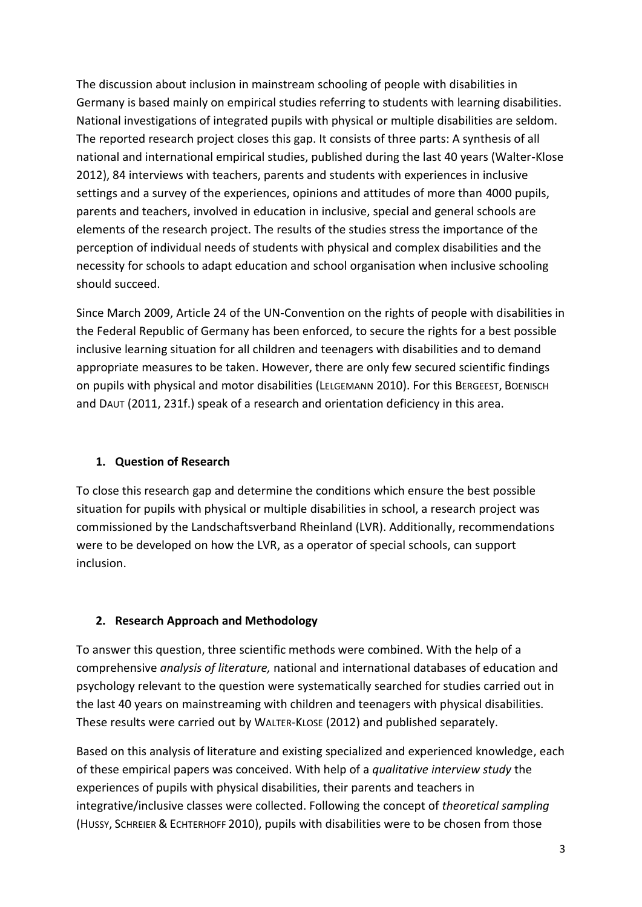The discussion about inclusion in mainstream schooling of people with disabilities in Germany is based mainly on empirical studies referring to students with learning disabilities. National investigations of integrated pupils with physical or multiple disabilities are seldom. The reported research project closes this gap. It consists of three parts: A synthesis of all national and international empirical studies, published during the last 40 years (Walter-Klose 2012), 84 interviews with teachers, parents and students with experiences in inclusive settings and a survey of the experiences, opinions and attitudes of more than 4000 pupils, parents and teachers, involved in education in inclusive, special and general schools are elements of the research project. The results of the studies stress the importance of the perception of individual needs of students with physical and complex disabilities and the necessity for schools to adapt education and school organisation when inclusive schooling should succeed.

Since March 2009, Article 24 of the UN-Convention on the rights of people with disabilities in the Federal Republic of Germany has been enforced, to secure the rights for a best possible inclusive learning situation for all children and teenagers with disabilities and to demand appropriate measures to be taken. However, there are only few secured scientific findings on pupils with physical and motor disabilities (LELGEMANN 2010). For this BERGEEST, BOENISCH and DAUT (2011, 231f.) speak of a research and orientation deficiency in this area.

## 1. Question of Research

To close this research gap and determine the conditions which ensure the best possible situation for pupils with physical or multiple disabilities in school, a research project was commissioned by the Landschaftsverband Rheinland (LVR). Additionally, recommendations were to be developed on how the LVR, as a operator of special schools, can support inclusion.

## 2. Research Approach and Methodology

To answer this question, three scientific methods were combined. With the help of a comprehensive *analysis of literature,* national and international databases of education and psychology relevant to the question were systematically searched for studies carried out in the last 40 years on mainstreaming with children and teenagers with physical disabilities. These results were carried out by WALTER-KLOSE (2012) and published separately.

Based on this analysis of literature and existing specialized and experienced knowledge, each of these empirical papers was conceived. With help of a *qualitative interview study* the experiences of pupils with physical disabilities, their parents and teachers in integrative/inclusive classes were collected. Following the concept of *theoretical sampling* (HUSSY, SCHREIER & ECHTERHOFF 2010), pupils with disabilities were to be chosen from those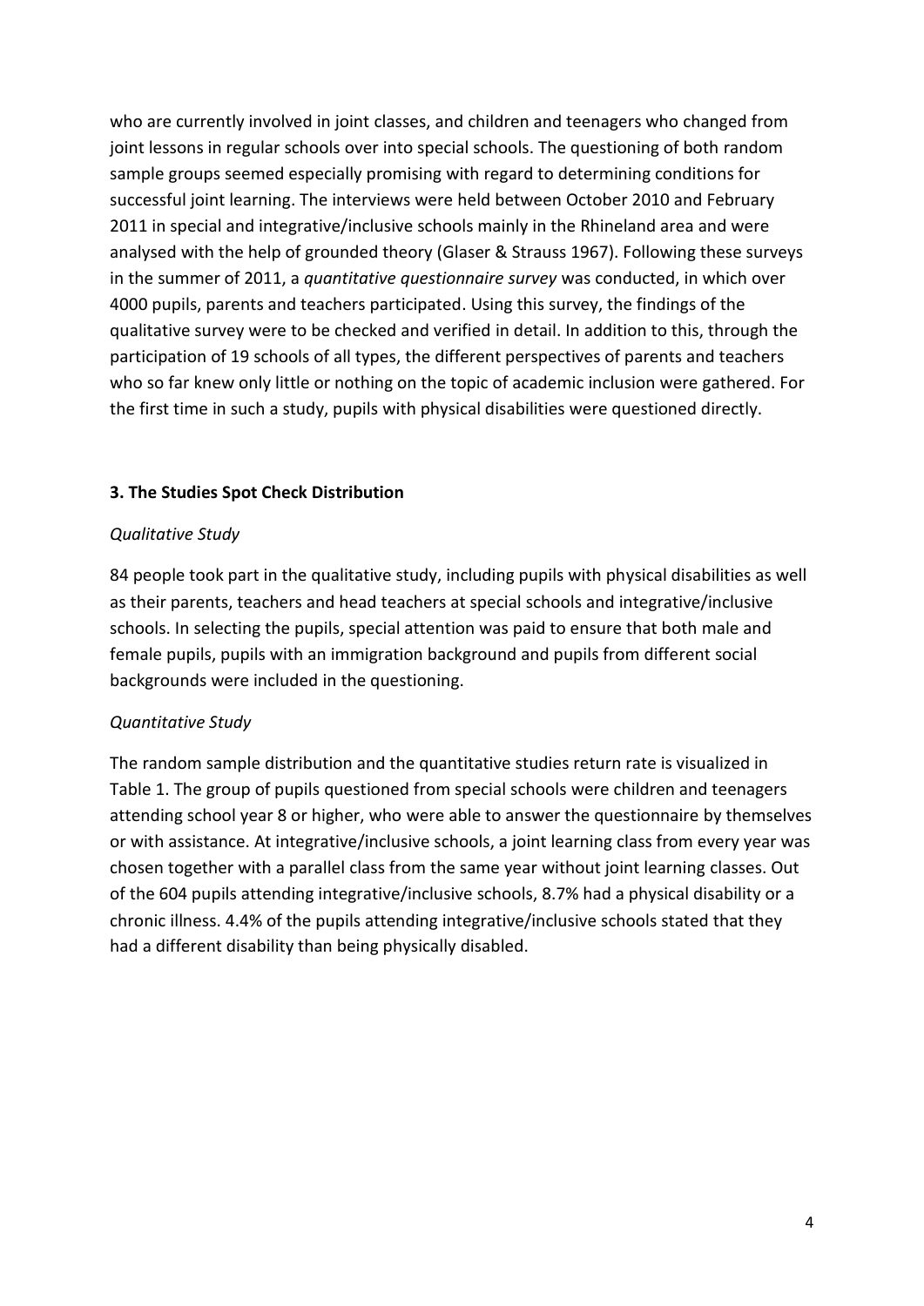who are currently involved in joint classes, and children and teenagers who changed from joint lessons in regular schools over into special schools. The questioning of both random sample groups seemed especially promising with regard to determining conditions for successful joint learning. The interviews were held between October 2010 and February 2011 in special and integrative/inclusive schools mainly in the Rhineland area and were analysed with the help of grounded theory (Glaser & Strauss 1967). Following these surveys in the summer of 2011, a *quantitative questionnaire survey* was conducted, in which over 4000 pupils, parents and teachers participated. Using this survey, the findings of the qualitative survey were to be checked and verified in detail. In addition to this, through the participation of 19 schools of all types, the different perspectives of parents and teachers who so far knew only little or nothing on the topic of academic inclusion were gathered. For the first time in such a study, pupils with physical disabilities were questioned directly.

## 3. The Studies Spot Check Distribution

*Qualitative Study*

84 people took part in the qualitative study, including pupils with physical disabilities as well as their parents, teachers and head teachers at special schools and integrative/inclusive schools. In selecting the pupils, special attention was paid to ensure that both male and female pupils, pupils with an immigration background and pupils from different social backgrounds were included in the questioning.

*Quantitative Study*

The random sample distribution and the quantitative studies return rate is visualized in Table 1. The group of pupils questioned from special schools were children and teenagers attending school year 8 or higher, who were able to answer the questionnaire by themselves or with assistance. At integrative/inclusive schools, a joint learning class from every year was chosen together with a parallel class from the same year without joint learning classes. Out of the 604 pupils attending integrative/inclusive schools, 8.7% had a physical disability or a chronic illness. 4.4% of the pupils attending integrative/inclusive schools stated that they had a different disability than being physically disabled.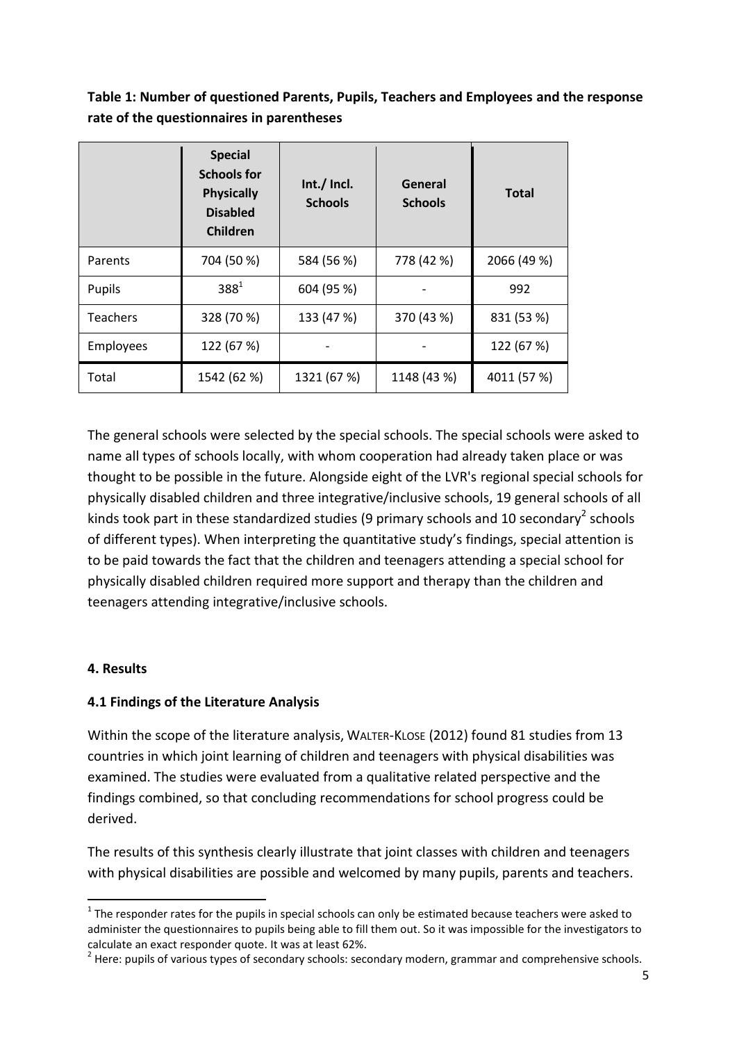**Table 1: Number of questioned Parents, Pupils, Teachers and Employees and the response rate of the questionnaires in parentheses**

| | Special Schools for Physically Disabled Children | Int./ Incl. Schools | General Schools | Total |
|---|---|---|---|---|
| Parents | 704 (50 %) | 584 (56 %) | 778 (42 %) | 2066 (49 %) |
| Pupils | 388[1] | 604 (95 %) | - | 992 |
| Teachers | 328 (70 %) | 133 (47 %) | 370 (43 %) | 831 (53 %) |
| Employees | 122 (67 %) | - | - | 122 (67 %) |
| Total | 1542 (62 %) | 1321 (67 %) | 1148 (43 %) | 4011 (57 %) |

The general schools were selected by the special schools. The special schools were asked to name all types of schools locally, with whom cooperation had already taken place or was thought to be possible in the future. Alongside eight of the LVR's regional special schools for physically disabled children and three integrative/inclusive schools, 19 general schools of all kinds took part in these standardized studies (9 primary schools and 10 secondary[2] schools of different types). When interpreting the quantitative study's findings, special attention is to be paid towards the fact that the children and teenagers attending a special school for physically disabled children required more support and therapy than the children and teenagers attending integrative/inclusive schools.

## 4. Results

### 4.1 Findings of the Literature Analysis

Within the scope of the literature analysis, WALTER-KLOSE (2012) found 81 studies from 13 countries in which joint learning of children and teenagers with physical disabilities was examined. The studies were evaluated from a qualitative related perspective and the findings combined, so that concluding recommendations for school progress could be derived.

The results of this synthesis clearly illustrate that joint classes with children and teenagers with physical disabilities are possible and welcomed by many pupils, parents and teachers.

[1] The responder rates for the pupils in special schools can only be estimated because teachers were asked to administer the questionnaires to pupils being able to fill them out. So it was impossible for the investigators to calculate an exact responder quote. It was at least 62%.

[2] Here: pupils of various types of secondary schools: secondary modern, grammar and comprehensive schools.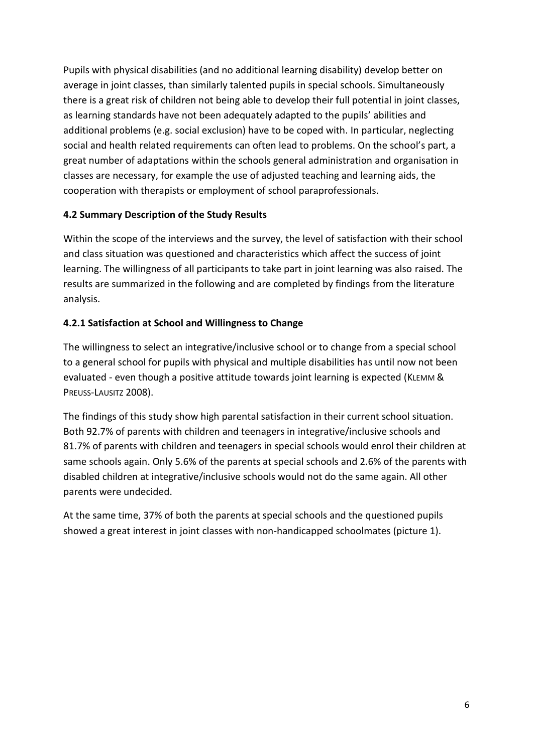Pupils with physical disabilities (and no additional learning disability) develop better on average in joint classes, than similarly talented pupils in special schools. Simultaneously there is a great risk of children not being able to develop their full potential in joint classes, as learning standards have not been adequately adapted to the pupils' abilities and additional problems (e.g. social exclusion) have to be coped with. In particular, neglecting social and health related requirements can often lead to problems. On the school's part, a great number of adaptations within the schools general administration and organisation in classes are necessary, for example the use of adjusted teaching and learning aids, the cooperation with therapists or employment of school paraprofessionals.

### 4.2 Summary Description of the Study Results

Within the scope of the interviews and the survey, the level of satisfaction with their school and class situation was questioned and characteristics which affect the success of joint learning. The willingness of all participants to take part in joint learning was also raised. The results are summarized in the following and are completed by findings from the literature analysis.

#### 4.2.1 Satisfaction at School and Willingness to Change

The willingness to select an integrative/inclusive school or to change from a special school to a general school for pupils with physical and multiple disabilities has until now not been evaluated - even though a positive attitude towards joint learning is expected (KLEMM & PREUSS-LAUSITZ 2008).

The findings of this study show high parental satisfaction in their current school situation. Both 92.7% of parents with children and teenagers in integrative/inclusive schools and 81.7% of parents with children and teenagers in special schools would enrol their children at same schools again. Only 5.6% of the parents at special schools and 2.6% of the parents with disabled children at integrative/inclusive schools would not do the same again. All other parents were undecided.

At the same time, 37% of both the parents at special schools and the questioned pupils showed a great interest in joint classes with non-handicapped schoolmates (picture 1).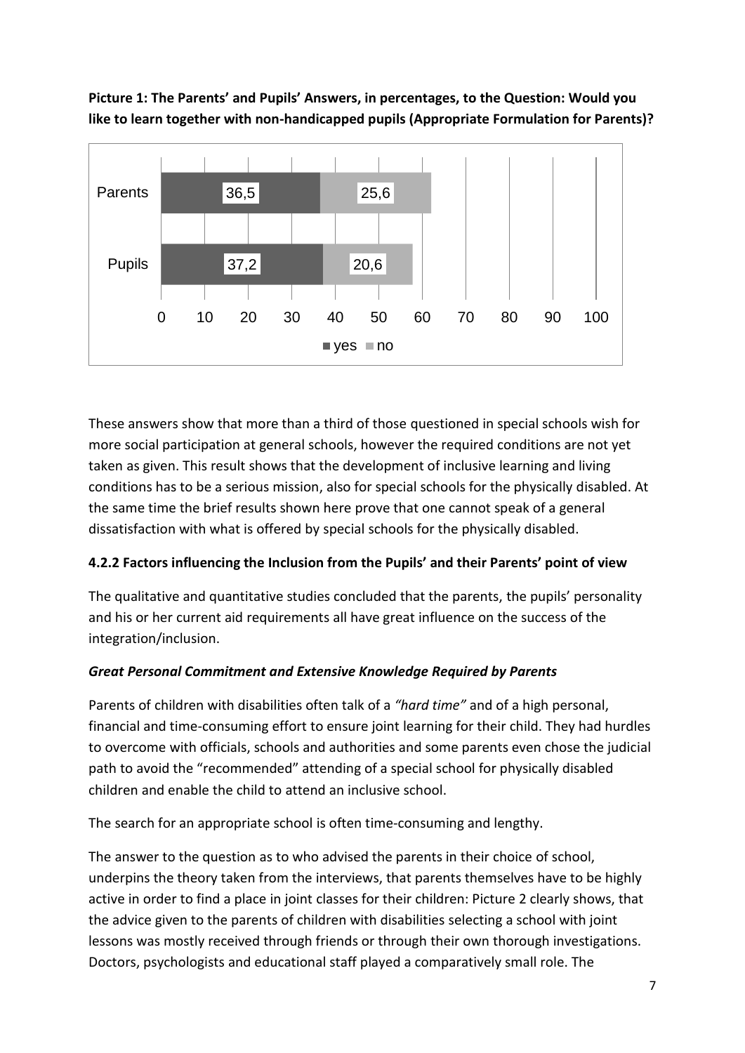**Picture 1: The Parents' and Pupils' Answers, in percentages, to the Question: Would you like to learn together with non-handicapped pupils (Appropriate Formulation for Parents)?**

| | yes | no |
|---|---|---|
| Parents | 36,5 | 25,6 |
| Pupils | 37,2 | 20,6 |

These answers show that more than a third of those questioned in special schools wish for more social participation at general schools, however the required conditions are not yet taken as given. This result shows that the development of inclusive learning and living conditions has to be a serious mission, also for special schools for the physically disabled. At the same time the brief results shown here prove that one cannot speak of a general dissatisfaction with what is offered by special schools for the physically disabled.

### 4.2.2 Factors influencing the Inclusion from the Pupils' and their Parents' point of view

The qualitative and quantitative studies concluded that the parents, the pupils' personality and his or her current aid requirements all have great influence on the success of the integration/inclusion.

***Great Personal Commitment and Extensive Knowledge Required by Parents***

Parents of children with disabilities often talk of a *"hard time"* and of a high personal, financial and time-consuming effort to ensure joint learning for their child. They had hurdles to overcome with officials, schools and authorities and some parents even chose the judicial path to avoid the "recommended" attending of a special school for physically disabled children and enable the child to attend an inclusive school.

The search for an appropriate school is often time-consuming and lengthy.

The answer to the question as to who advised the parents in their choice of school, underpins the theory taken from the interviews, that parents themselves have to be highly active in order to find a place in joint classes for their children: Picture 2 clearly shows, that the advice given to the parents of children with disabilities selecting a school with joint lessons was mostly received through friends or through their own thorough investigations. Doctors, psychologists and educational staff played a comparatively small role. The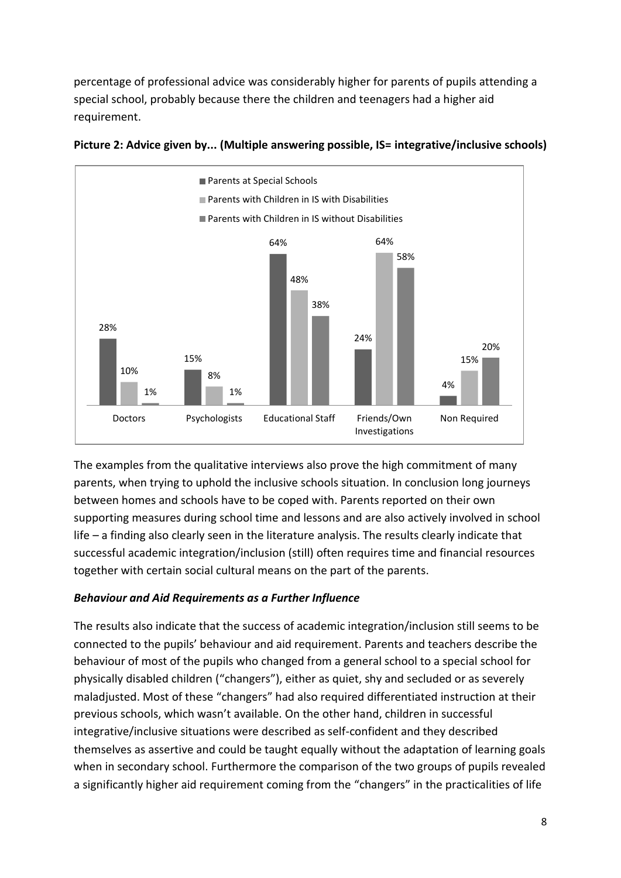percentage of professional advice was considerably higher for parents of pupils attending a special school, probably because there the children and teenagers had a higher aid requirement.

**Picture 2: Advice given by... (Multiple answering possible, IS= integrative/inclusive schools)**

| | Doctors | Psychologists | Educational Staff | Friends/Own Investigations | Non Required |
|---|---|---|---|---|---|
| Parents at Special Schools | 28% | 15% | 64% | 24% | 4% |
| Parents with Children in IS with Disabilities | 10% | 8% | 48% | 64% | 15% |
| Parents with Children in IS without Disabilities | 1% | 1% | 38% | 58% | 20% |

The examples from the qualitative interviews also prove the high commitment of many parents, when trying to uphold the inclusive schools situation. In conclusion long journeys between homes and schools have to be coped with. Parents reported on their own supporting measures during school time and lessons and are also actively involved in school life – a finding also clearly seen in the literature analysis. The results clearly indicate that successful academic integration/inclusion (still) often requires time and financial resources together with certain social cultural means on the part of the parents.

### *Behaviour and Aid Requirements as a Further Influence*

The results also indicate that the success of academic integration/inclusion still seems to be connected to the pupils' behaviour and aid requirement. Parents and teachers describe the behaviour of most of the pupils who changed from a general school to a special school for physically disabled children ("changers"), either as quiet, shy and secluded or as severely maladjusted. Most of these "changers" had also required differentiated instruction at their previous schools, which wasn't available. On the other hand, children in successful integrative/inclusive situations were described as self-confident and they described themselves as assertive and could be taught equally without the adaptation of learning goals when in secondary school. Furthermore the comparison of the two groups of pupils revealed a significantly higher aid requirement coming from the "changers" in the practicalities of life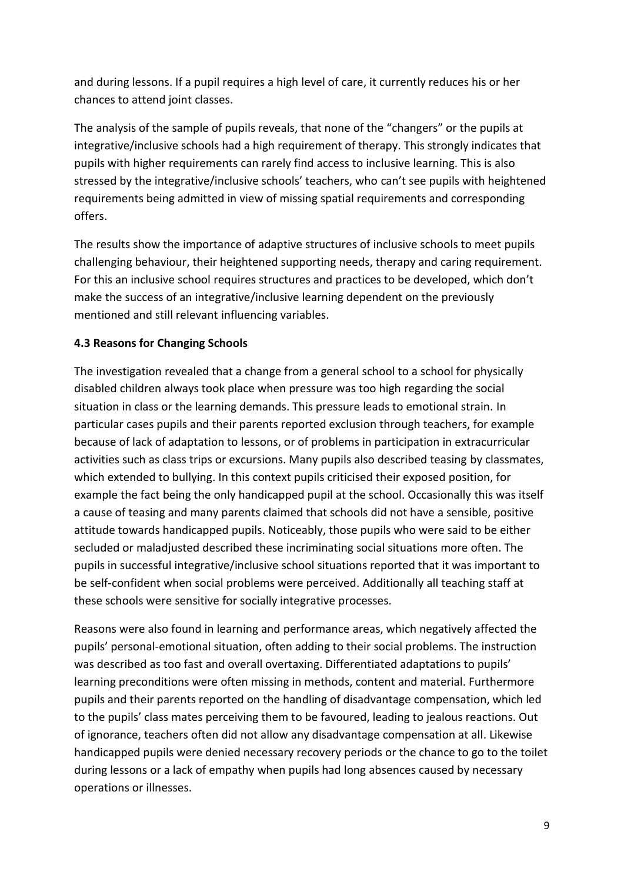and during lessons. If a pupil requires a high level of care, it currently reduces his or her chances to attend joint classes.

The analysis of the sample of pupils reveals, that none of the "changers" or the pupils at integrative/inclusive schools had a high requirement of therapy. This strongly indicates that pupils with higher requirements can rarely find access to inclusive learning. This is also stressed by the integrative/inclusive schools' teachers, who can't see pupils with heightened requirements being admitted in view of missing spatial requirements and corresponding offers.

The results show the importance of adaptive structures of inclusive schools to meet pupils challenging behaviour, their heightened supporting needs, therapy and caring requirement. For this an inclusive school requires structures and practices to be developed, which don't make the success of an integrative/inclusive learning dependent on the previously mentioned and still relevant influencing variables.

### 4.3 Reasons for Changing Schools

The investigation revealed that a change from a general school to a school for physically disabled children always took place when pressure was too high regarding the social situation in class or the learning demands. This pressure leads to emotional strain. In particular cases pupils and their parents reported exclusion through teachers, for example because of lack of adaptation to lessons, or of problems in participation in extracurricular activities such as class trips or excursions. Many pupils also described teasing by classmates, which extended to bullying. In this context pupils criticised their exposed position, for example the fact being the only handicapped pupil at the school. Occasionally this was itself a cause of teasing and many parents claimed that schools did not have a sensible, positive attitude towards handicapped pupils. Noticeably, those pupils who were said to be either secluded or maladjusted described these incriminating social situations more often. The pupils in successful integrative/inclusive school situations reported that it was important to be self-confident when social problems were perceived. Additionally all teaching staff at these schools were sensitive for socially integrative processes.

Reasons were also found in learning and performance areas, which negatively affected the pupils' personal-emotional situation, often adding to their social problems. The instruction was described as too fast and overall overtaxing. Differentiated adaptations to pupils' learning preconditions were often missing in methods, content and material. Furthermore pupils and their parents reported on the handling of disadvantage compensation, which led to the pupils' class mates perceiving them to be favoured, leading to jealous reactions. Out of ignorance, teachers often did not allow any disadvantage compensation at all. Likewise handicapped pupils were denied necessary recovery periods or the chance to go to the toilet during lessons or a lack of empathy when pupils had long absences caused by necessary operations or illnesses.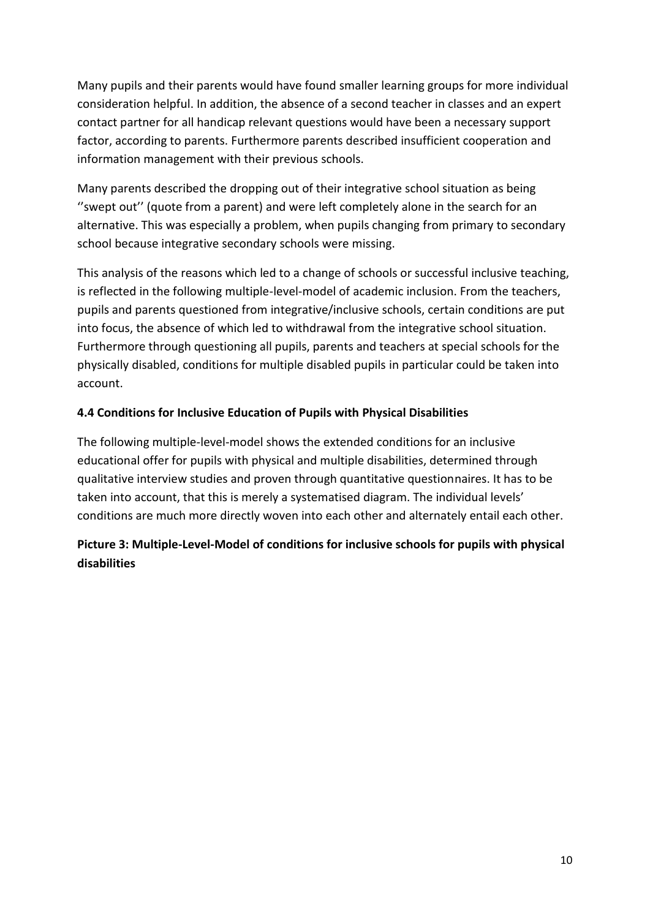Many pupils and their parents would have found smaller learning groups for more individual consideration helpful. In addition, the absence of a second teacher in classes and an expert contact partner for all handicap relevant questions would have been a necessary support factor, according to parents. Furthermore parents described insufficient cooperation and information management with their previous schools.

Many parents described the dropping out of their integrative school situation as being ''swept out'' (quote from a parent) and were left completely alone in the search for an alternative. This was especially a problem, when pupils changing from primary to secondary school because integrative secondary schools were missing.

This analysis of the reasons which led to a change of schools or successful inclusive teaching, is reflected in the following multiple-level-model of academic inclusion. From the teachers, pupils and parents questioned from integrative/inclusive schools, certain conditions are put into focus, the absence of which led to withdrawal from the integrative school situation. Furthermore through questioning all pupils, parents and teachers at special schools for the physically disabled, conditions for multiple disabled pupils in particular could be taken into account.

### 4.4 Conditions for Inclusive Education of Pupils with Physical Disabilities

The following multiple-level-model shows the extended conditions for an inclusive educational offer for pupils with physical and multiple disabilities, determined through qualitative interview studies and proven through quantitative questionnaires. It has to be taken into account, that this is merely a systematised diagram. The individual levels' conditions are much more directly woven into each other and alternately entail each other.

**Picture 3: Multiple-Level-Model of conditions for inclusive schools for pupils with physical disabilities**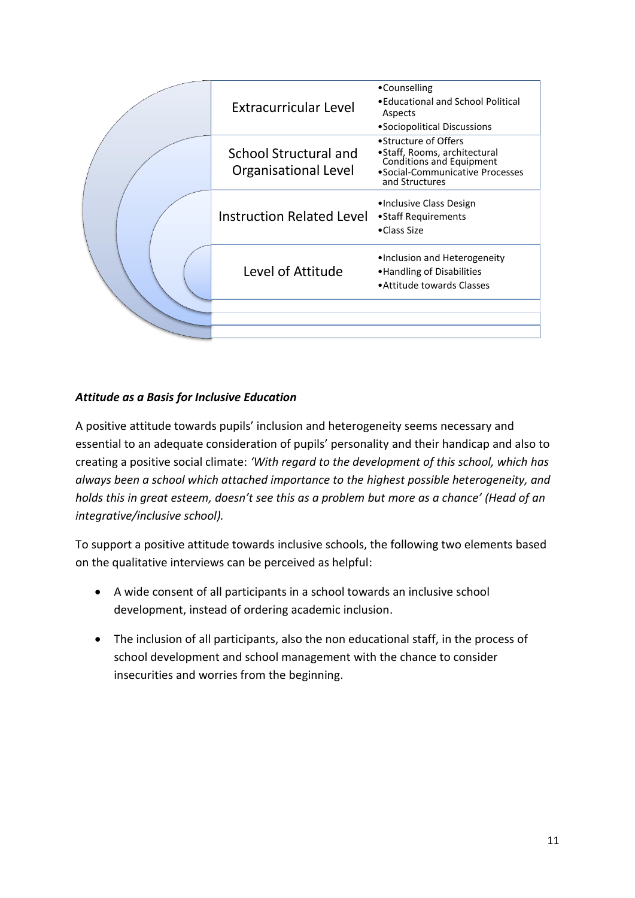| Level | Aspects |
| --- | --- |
| Extracurricular Level | • Counselling<br>• Educational and School Political Aspects<br>• Sociopolitical Discussions |
| School Structural and Organisational Level | • Structure of Offers<br>• Staff, Rooms, architectural Conditions and Equipment<br>• Social-Communicative Processes and Structures |
| Instruction Related Level | • Inclusive Class Design<br>• Staff Requirements<br>• Class Size |
| Level of Attitude | • Inclusion and Heterogeneity<br>• Handling of Disabilities<br>• Attitude towards Classes |

### *Attitude as a Basis for Inclusive Education*

A positive attitude towards pupils' inclusion and heterogeneity seems necessary and essential to an adequate consideration of pupils' personality and their handicap and also to creating a positive social climate: *'With regard to the development of this school, which has always been a school which attached importance to the highest possible heterogeneity, and holds this in great esteem, doesn't see this as a problem but more as a chance' (Head of an integrative/inclusive school).*

To support a positive attitude towards inclusive schools, the following two elements based on the qualitative interviews can be perceived as helpful:

- A wide consent of all participants in a school towards an inclusive school development, instead of ordering academic inclusion.
- The inclusion of all participants, also the non educational staff, in the process of school development and school management with the chance to consider insecurities and worries from the beginning.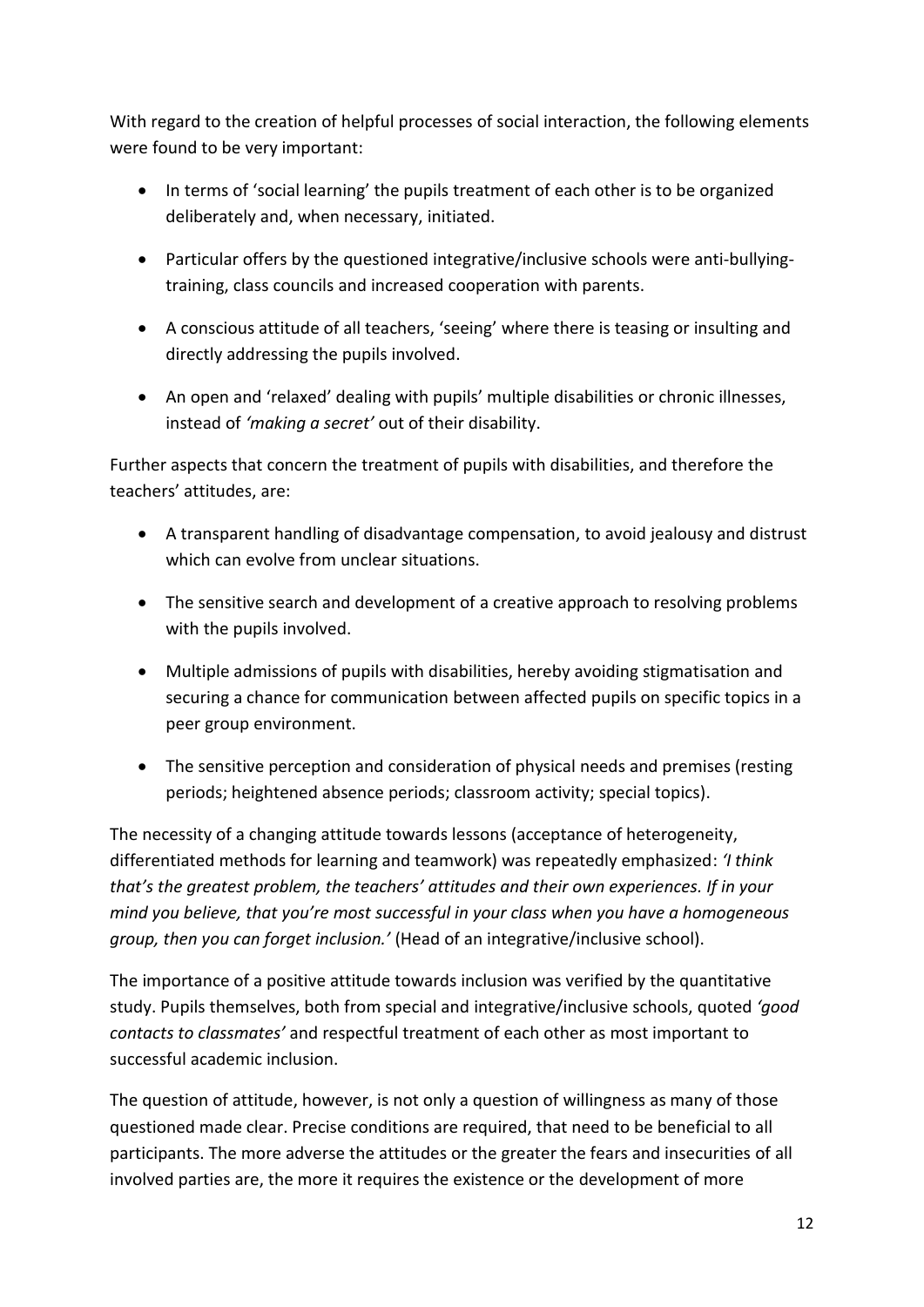With regard to the creation of helpful processes of social interaction, the following elements were found to be very important:

- In terms of 'social learning' the pupils treatment of each other is to be organized deliberately and, when necessary, initiated.
- Particular offers by the questioned integrative/inclusive schools were anti-bullying-training, class councils and increased cooperation with parents.
- A conscious attitude of all teachers, 'seeing' where there is teasing or insulting and directly addressing the pupils involved.
- An open and 'relaxed' dealing with pupils' multiple disabilities or chronic illnesses, instead of *'making a secret'* out of their disability.

Further aspects that concern the treatment of pupils with disabilities, and therefore the teachers' attitudes, are:

- A transparent handling of disadvantage compensation, to avoid jealousy and distrust which can evolve from unclear situations.
- The sensitive search and development of a creative approach to resolving problems with the pupils involved.
- Multiple admissions of pupils with disabilities, hereby avoiding stigmatisation and securing a chance for communication between affected pupils on specific topics in a peer group environment.
- The sensitive perception and consideration of physical needs and premises (resting periods; heightened absence periods; classroom activity; special topics).

The necessity of a changing attitude towards lessons (acceptance of heterogeneity, differentiated methods for learning and teamwork) was repeatedly emphasized: *'I think that's the greatest problem, the teachers' attitudes and their own experiences. If in your mind you believe, that you're most successful in your class when you have a homogeneous group, then you can forget inclusion.'* (Head of an integrative/inclusive school).

The importance of a positive attitude towards inclusion was verified by the quantitative study. Pupils themselves, both from special and integrative/inclusive schools, quoted *'good contacts to classmates'* and respectful treatment of each other as most important to successful academic inclusion.

The question of attitude, however, is not only a question of willingness as many of those questioned made clear. Precise conditions are required, that need to be beneficial to all participants. The more adverse the attitudes or the greater the fears and insecurities of all involved parties are, the more it requires the existence or the development of more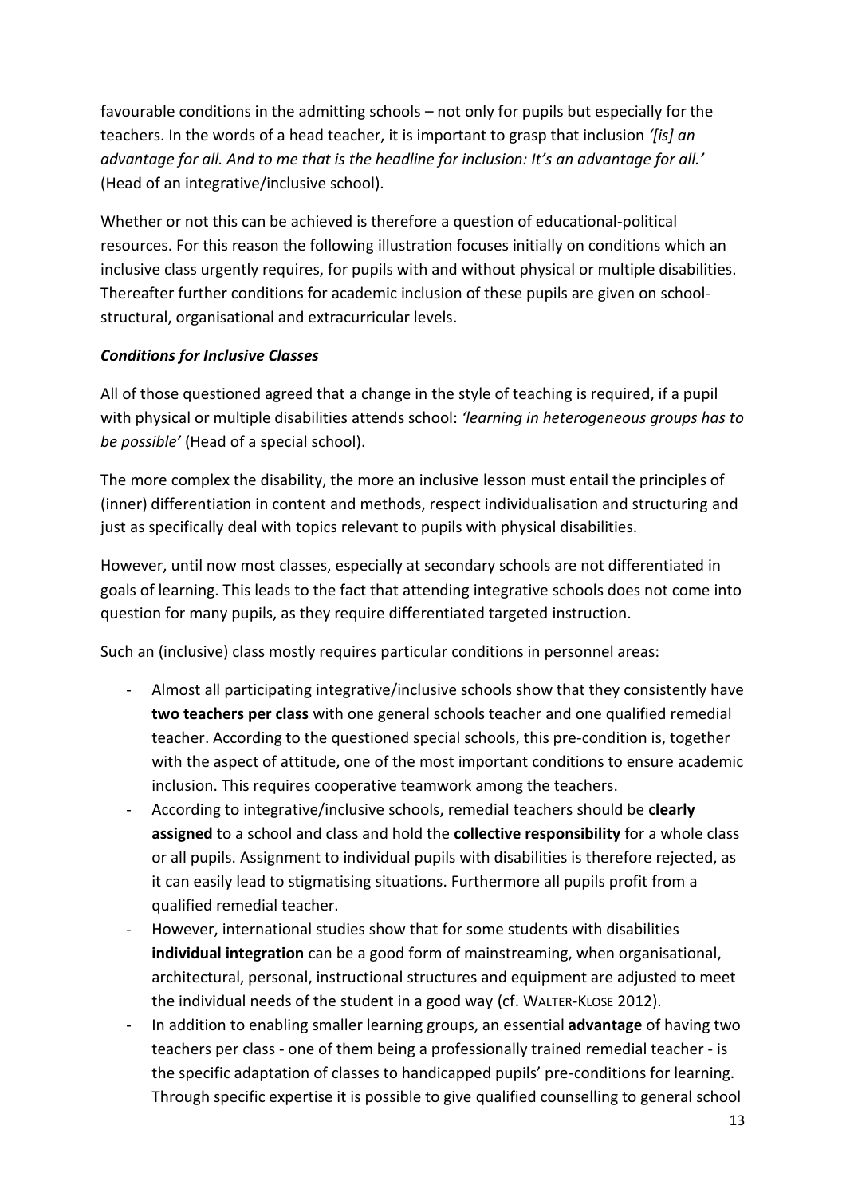favourable conditions in the admitting schools – not only for pupils but especially for the teachers. In the words of a head teacher, it is important to grasp that inclusion *'[is] an advantage for all. And to me that is the headline for inclusion: It's an advantage for all.'* (Head of an integrative/inclusive school).

Whether or not this can be achieved is therefore a question of educational-political resources. For this reason the following illustration focuses initially on conditions which an inclusive class urgently requires, for pupils with and without physical or multiple disabilities. Thereafter further conditions for academic inclusion of these pupils are given on school-structural, organisational and extracurricular levels.

***Conditions for Inclusive Classes***

All of those questioned agreed that a change in the style of teaching is required, if a pupil with physical or multiple disabilities attends school: *'learning in heterogeneous groups has to be possible'* (Head of a special school).

The more complex the disability, the more an inclusive lesson must entail the principles of (inner) differentiation in content and methods, respect individualisation and structuring and just as specifically deal with topics relevant to pupils with physical disabilities.

However, until now most classes, especially at secondary schools are not differentiated in goals of learning. This leads to the fact that attending integrative schools does not come into question for many pupils, as they require differentiated targeted instruction.

Such an (inclusive) class mostly requires particular conditions in personnel areas:

- Almost all participating integrative/inclusive schools show that they consistently have **two teachers per class** with one general schools teacher and one qualified remedial teacher. According to the questioned special schools, this pre-condition is, together with the aspect of attitude, one of the most important conditions to ensure academic inclusion. This requires cooperative teamwork among the teachers.
- According to integrative/inclusive schools, remedial teachers should be **clearly assigned** to a school and class and hold the **collective responsibility** for a whole class or all pupils. Assignment to individual pupils with disabilities is therefore rejected, as it can easily lead to stigmatising situations. Furthermore all pupils profit from a qualified remedial teacher.
- However, international studies show that for some students with disabilities **individual integration** can be a good form of mainstreaming, when organisational, architectural, personal, instructional structures and equipment are adjusted to meet the individual needs of the student in a good way (cf. WALTER-KLOSE 2012).
- In addition to enabling smaller learning groups, an essential **advantage** of having two teachers per class - one of them being a professionally trained remedial teacher - is the specific adaptation of classes to handicapped pupils' pre-conditions for learning. Through specific expertise it is possible to give qualified counselling to general school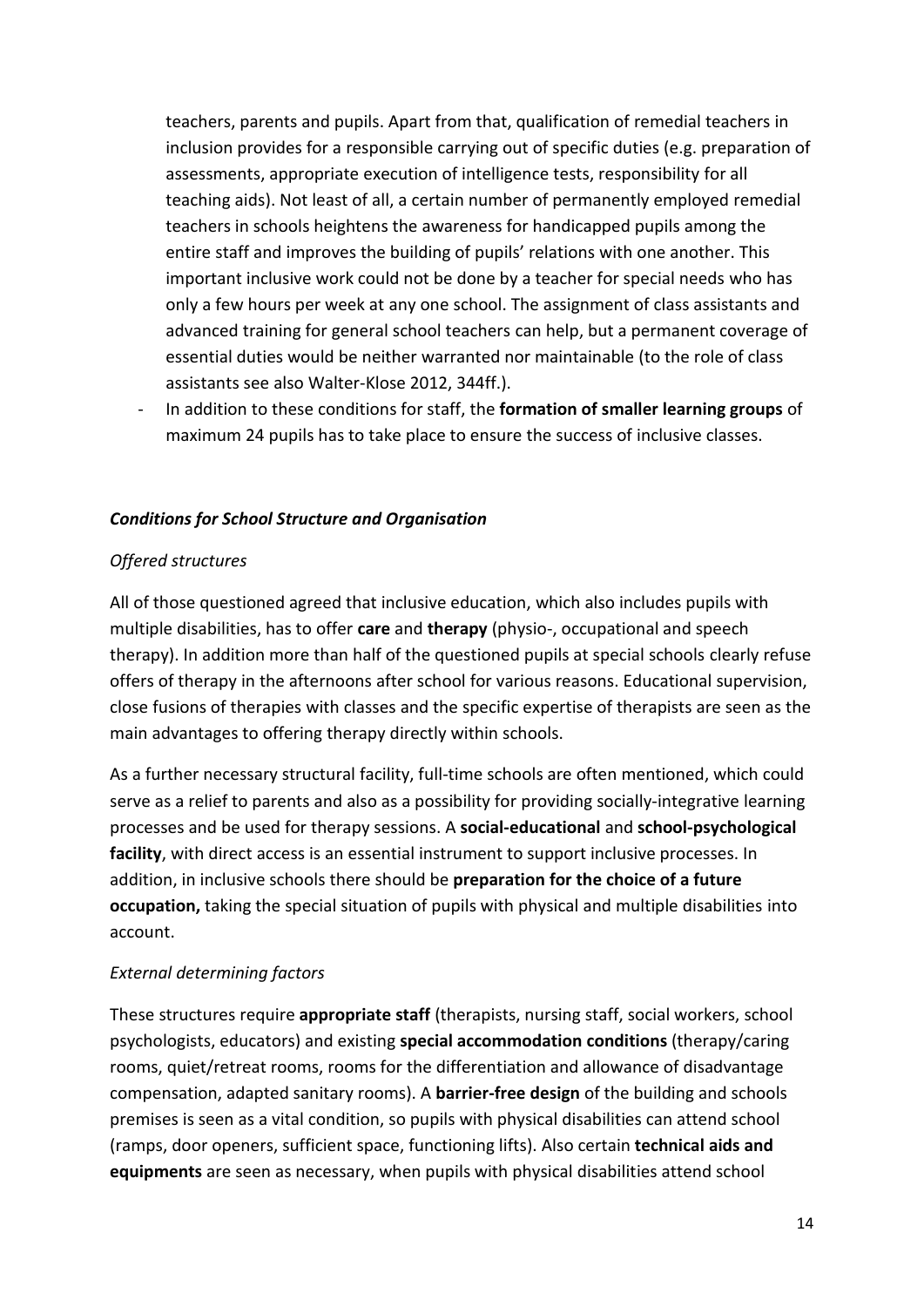teachers, parents and pupils. Apart from that, qualification of remedial teachers in inclusion provides for a responsible carrying out of specific duties (e.g. preparation of assessments, appropriate execution of intelligence tests, responsibility for all teaching aids). Not least of all, a certain number of permanently employed remedial teachers in schools heightens the awareness for handicapped pupils among the entire staff and improves the building of pupils' relations with one another. This important inclusive work could not be done by a teacher for special needs who has only a few hours per week at any one school. The assignment of class assistants and advanced training for general school teachers can help, but a permanent coverage of essential duties would be neither warranted nor maintainable (to the role of class assistants see also Walter-Klose 2012, 344ff.).

- In addition to these conditions for staff, the **formation of smaller learning groups** of maximum 24 pupils has to take place to ensure the success of inclusive classes.

***Conditions for School Structure and Organisation***

*Offered structures*

All of those questioned agreed that inclusive education, which also includes pupils with multiple disabilities, has to offer **care** and **therapy** (physio-, occupational and speech therapy). In addition more than half of the questioned pupils at special schools clearly refuse offers of therapy in the afternoons after school for various reasons. Educational supervision, close fusions of therapies with classes and the specific expertise of therapists are seen as the main advantages to offering therapy directly within schools.

As a further necessary structural facility, full-time schools are often mentioned, which could serve as a relief to parents and also as a possibility for providing socially-integrative learning processes and be used for therapy sessions. A **social-educational** and **school-psychological facility**, with direct access is an essential instrument to support inclusive processes. In addition, in inclusive schools there should be **preparation for the choice of a future occupation,** taking the special situation of pupils with physical and multiple disabilities into account.

*External determining factors*

These structures require **appropriate staff** (therapists, nursing staff, social workers, school psychologists, educators) and existing **special accommodation conditions** (therapy/caring rooms, quiet/retreat rooms, rooms for the differentiation and allowance of disadvantage compensation, adapted sanitary rooms). A **barrier-free design** of the building and schools premises is seen as a vital condition, so pupils with physical disabilities can attend school (ramps, door openers, sufficient space, functioning lifts). Also certain **technical aids and equipments** are seen as necessary, when pupils with physical disabilities attend school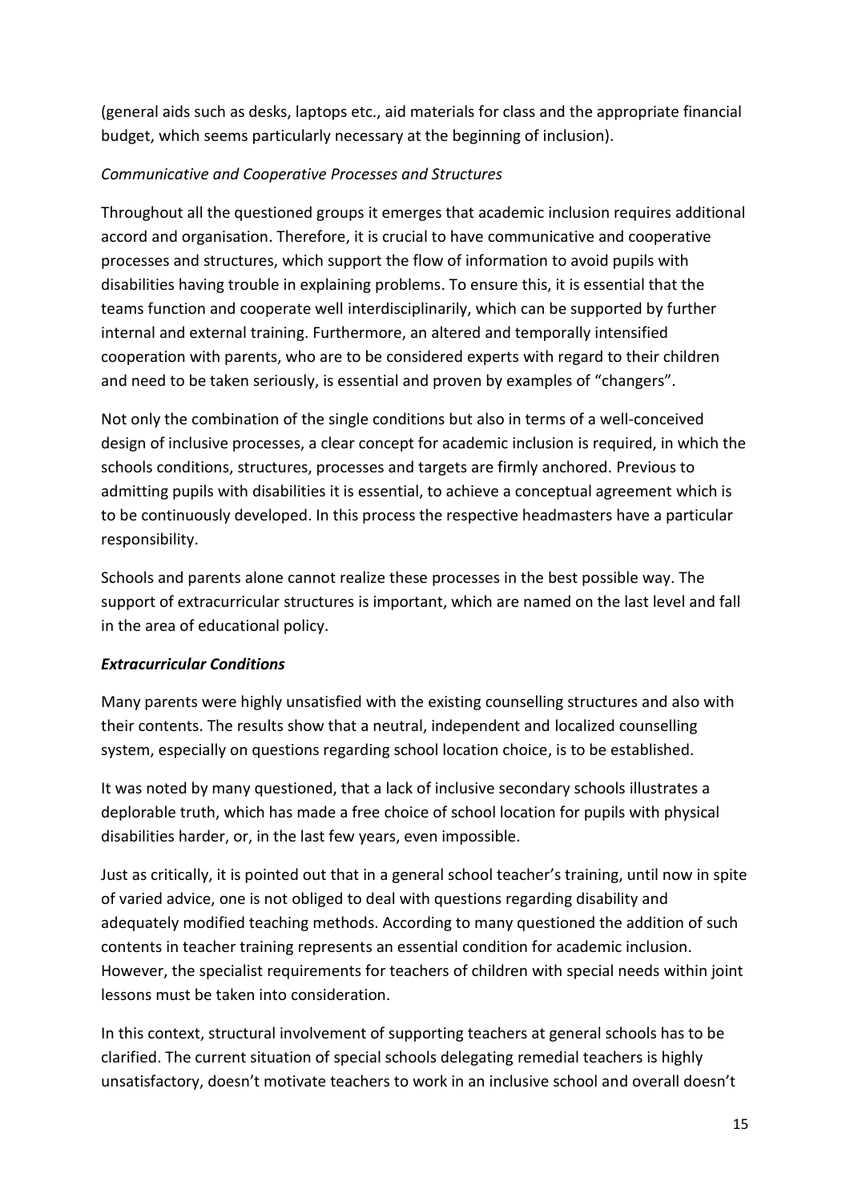(general aids such as desks, laptops etc., aid materials for class and the appropriate financial budget, which seems particularly necessary at the beginning of inclusion).

*Communicative and Cooperative Processes and Structures*

Throughout all the questioned groups it emerges that academic inclusion requires additional accord and organisation. Therefore, it is crucial to have communicative and cooperative processes and structures, which support the flow of information to avoid pupils with disabilities having trouble in explaining problems. To ensure this, it is essential that the teams function and cooperate well interdisciplinarily, which can be supported by further internal and external training. Furthermore, an altered and temporally intensified cooperation with parents, who are to be considered experts with regard to their children and need to be taken seriously, is essential and proven by examples of "changers".

Not only the combination of the single conditions but also in terms of a well-conceived design of inclusive processes, a clear concept for academic inclusion is required, in which the schools conditions, structures, processes and targets are firmly anchored. Previous to admitting pupils with disabilities it is essential, to achieve a conceptual agreement which is to be continuously developed. In this process the respective headmasters have a particular responsibility.

Schools and parents alone cannot realize these processes in the best possible way. The support of extracurricular structures is important, which are named on the last level and fall in the area of educational policy.

***Extracurricular Conditions***

Many parents were highly unsatisfied with the existing counselling structures and also with their contents. The results show that a neutral, independent and localized counselling system, especially on questions regarding school location choice, is to be established.

It was noted by many questioned, that a lack of inclusive secondary schools illustrates a deplorable truth, which has made a free choice of school location for pupils with physical disabilities harder, or, in the last few years, even impossible.

Just as critically, it is pointed out that in a general school teacher's training, until now in spite of varied advice, one is not obliged to deal with questions regarding disability and adequately modified teaching methods. According to many questioned the addition of such contents in teacher training represents an essential condition for academic inclusion. However, the specialist requirements for teachers of children with special needs within joint lessons must be taken into consideration.

In this context, structural involvement of supporting teachers at general schools has to be clarified. The current situation of special schools delegating remedial teachers is highly unsatisfactory, doesn't motivate teachers to work in an inclusive school and overall doesn't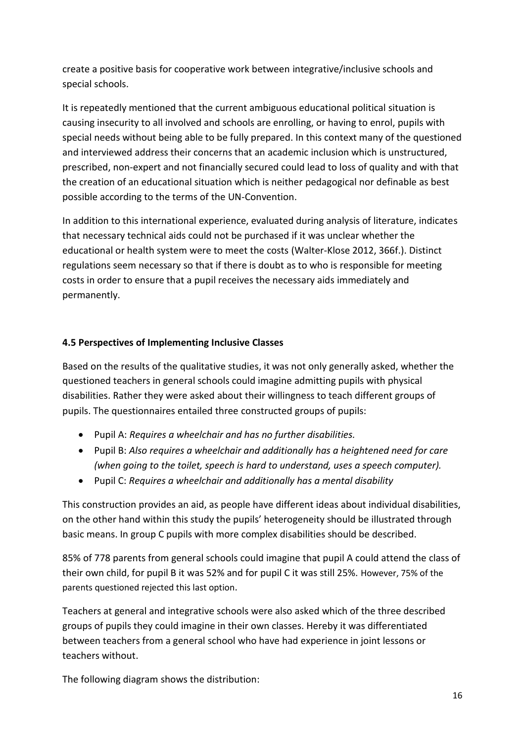create a positive basis for cooperative work between integrative/inclusive schools and special schools.

It is repeatedly mentioned that the current ambiguous educational political situation is causing insecurity to all involved and schools are enrolling, or having to enrol, pupils with special needs without being able to be fully prepared. In this context many of the questioned and interviewed address their concerns that an academic inclusion which is unstructured, prescribed, non-expert and not financially secured could lead to loss of quality and with that the creation of an educational situation which is neither pedagogical nor definable as best possible according to the terms of the UN-Convention.

In addition to this international experience, evaluated during analysis of literature, indicates that necessary technical aids could not be purchased if it was unclear whether the educational or health system were to meet the costs (Walter-Klose 2012, 366f.). Distinct regulations seem necessary so that if there is doubt as to who is responsible for meeting costs in order to ensure that a pupil receives the necessary aids immediately and permanently.

### 4.5 Perspectives of Implementing Inclusive Classes

Based on the results of the qualitative studies, it was not only generally asked, whether the questioned teachers in general schools could imagine admitting pupils with physical disabilities. Rather they were asked about their willingness to teach different groups of pupils. The questionnaires entailed three constructed groups of pupils:

- Pupil A: *Requires a wheelchair and has no further disabilities.*
- Pupil B: *Also requires a wheelchair and additionally has a heightened need for care (when going to the toilet, speech is hard to understand, uses a speech computer).*
- Pupil C: *Requires a wheelchair and additionally has a mental disability*

This construction provides an aid, as people have different ideas about individual disabilities, on the other hand within this study the pupils' heterogeneity should be illustrated through basic means. In group C pupils with more complex disabilities should be described.

85% of 778 parents from general schools could imagine that pupil A could attend the class of their own child, for pupil B it was 52% and for pupil C it was still 25%. However, 75% of the parents questioned rejected this last option.

Teachers at general and integrative schools were also asked which of the three described groups of pupils they could imagine in their own classes. Hereby it was differentiated between teachers from a general school who have had experience in joint lessons or teachers without.

The following diagram shows the distribution: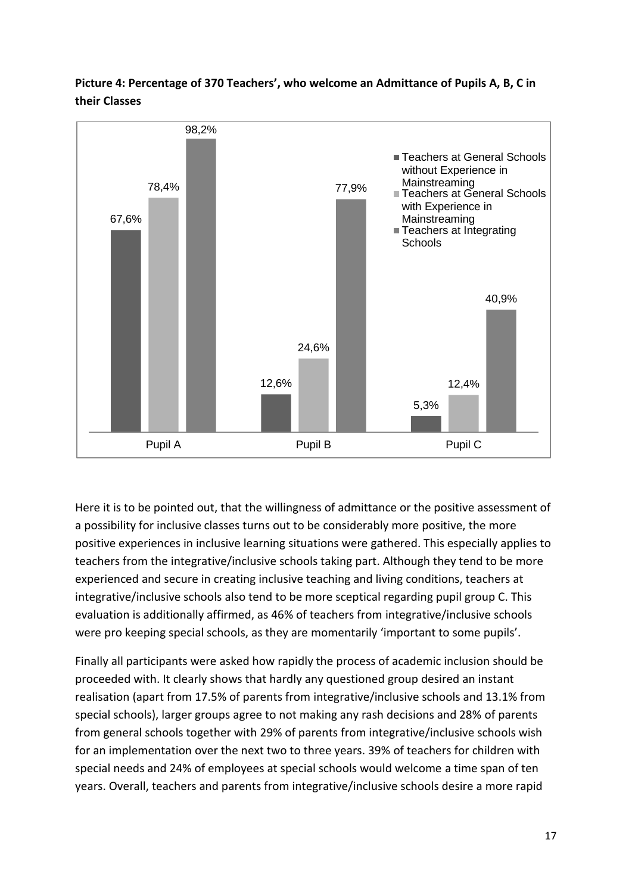**Picture 4: Percentage of 370 Teachers', who welcome an Admittance of Pupils A, B, C in their Classes**

| | Teachers at General Schools without Experience in Mainstreaming | Teachers at General Schools with Experience in Mainstreaming | Teachers at Integrating Schools |
|---|---|---|---|
| Pupil A | 67,6% | 78,4% | 98,2% |
| Pupil B | 12,6% | 24,6% | 77,9% |
| Pupil C | 5,3% | 12,4% | 40,9% |

Here it is to be pointed out, that the willingness of admittance or the positive assessment of a possibility for inclusive classes turns out to be considerably more positive, the more positive experiences in inclusive learning situations were gathered. This especially applies to teachers from the integrative/inclusive schools taking part. Although they tend to be more experienced and secure in creating inclusive teaching and living conditions, teachers at integrative/inclusive schools also tend to be more sceptical regarding pupil group C. This evaluation is additionally affirmed, as 46% of teachers from integrative/inclusive schools were pro keeping special schools, as they are momentarily 'important to some pupils'.

Finally all participants were asked how rapidly the process of academic inclusion should be proceeded with. It clearly shows that hardly any questioned group desired an instant realisation (apart from 17.5% of parents from integrative/inclusive schools and 13.1% from special schools), larger groups agree to not making any rash decisions and 28% of parents from general schools together with 29% of parents from integrative/inclusive schools wish for an implementation over the next two to three years. 39% of teachers for children with special needs and 24% of employees at special schools would welcome a time span of ten years. Overall, teachers and parents from integrative/inclusive schools desire a more rapid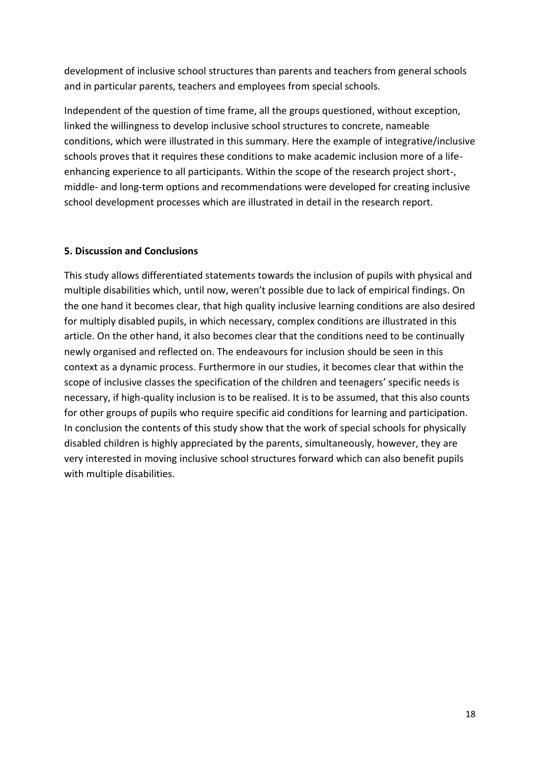development of inclusive school structures than parents and teachers from general schools and in particular parents, teachers and employees from special schools.

Independent of the question of time frame, all the groups questioned, without exception, linked the willingness to develop inclusive school structures to concrete, nameable conditions, which were illustrated in this summary. Here the example of integrative/inclusive schools proves that it requires these conditions to make academic inclusion more of a life-enhancing experience to all participants. Within the scope of the research project short-, middle- and long-term options and recommendations were developed for creating inclusive school development processes which are illustrated in detail in the research report.

## 5. Discussion and Conclusions

This study allows differentiated statements towards the inclusion of pupils with physical and multiple disabilities which, until now, weren't possible due to lack of empirical findings. On the one hand it becomes clear, that high quality inclusive learning conditions are also desired for multiply disabled pupils, in which necessary, complex conditions are illustrated in this article. On the other hand, it also becomes clear that the conditions need to be continually newly organised and reflected on. The endeavours for inclusion should be seen in this context as a dynamic process. Furthermore in our studies, it becomes clear that within the scope of inclusive classes the specification of the children and teenagers' specific needs is necessary, if high-quality inclusion is to be realised. It is to be assumed, that this also counts for other groups of pupils who require specific aid conditions for learning and participation. In conclusion the contents of this study show that the work of special schools for physically disabled children is highly appreciated by the parents, simultaneously, however, they are very interested in moving inclusive school structures forward which can also benefit pupils with multiple disabilities.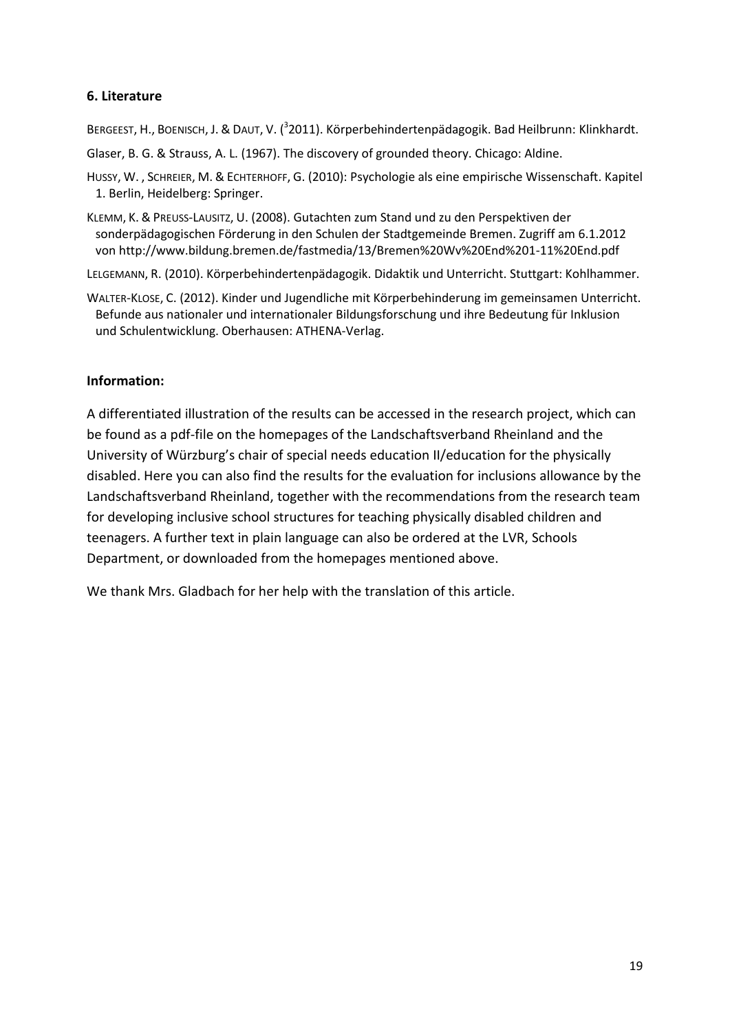### 6. Literature

BERGEEST, H., BOENISCH, J. & DAUT, V. ([3]2011). Körperbehindertenpädagogik. Bad Heilbrunn: Klinkhardt.

Glaser, B. G. & Strauss, A. L. (1967). The discovery of grounded theory. Chicago: Aldine.

HUSSY, W. , SCHREIER, M. & ECHTERHOFF, G. (2010): Psychologie als eine empirische Wissenschaft. Kapitel 1. Berlin, Heidelberg: Springer.

KLEMM, K. & PREUSS-LAUSITZ, U. (2008). Gutachten zum Stand und zu den Perspektiven der sonderpädagogischen Förderung in den Schulen der Stadtgemeinde Bremen. Zugriff am 6.1.2012 von http://www.bildung.bremen.de/fastmedia/13/Bremen%20Wv%20End%201-11%20End.pdf

LELGEMANN, R. (2010). Körperbehindertenpädagogik. Didaktik und Unterricht. Stuttgart: Kohlhammer.

WALTER-KLOSE, C. (2012). Kinder und Jugendliche mit Körperbehinderung im gemeinsamen Unterricht. Befunde aus nationaler und internationaler Bildungsforschung und ihre Bedeutung für Inklusion und Schulentwicklung. Oberhausen: ATHENA-Verlag.

### Information:

A differentiated illustration of the results can be accessed in the research project, which can be found as a pdf-file on the homepages of the Landschaftsverband Rheinland and the University of Würzburg's chair of special needs education II/education for the physically disabled. Here you can also find the results for the evaluation for inclusions allowance by the Landschaftsverband Rheinland, together with the recommendations from the research team for developing inclusive school structures for teaching physically disabled children and teenagers. A further text in plain language can also be ordered at the LVR, Schools Department, or downloaded from the homepages mentioned above.

We thank Mrs. Gladbach for her help with the translation of this article.